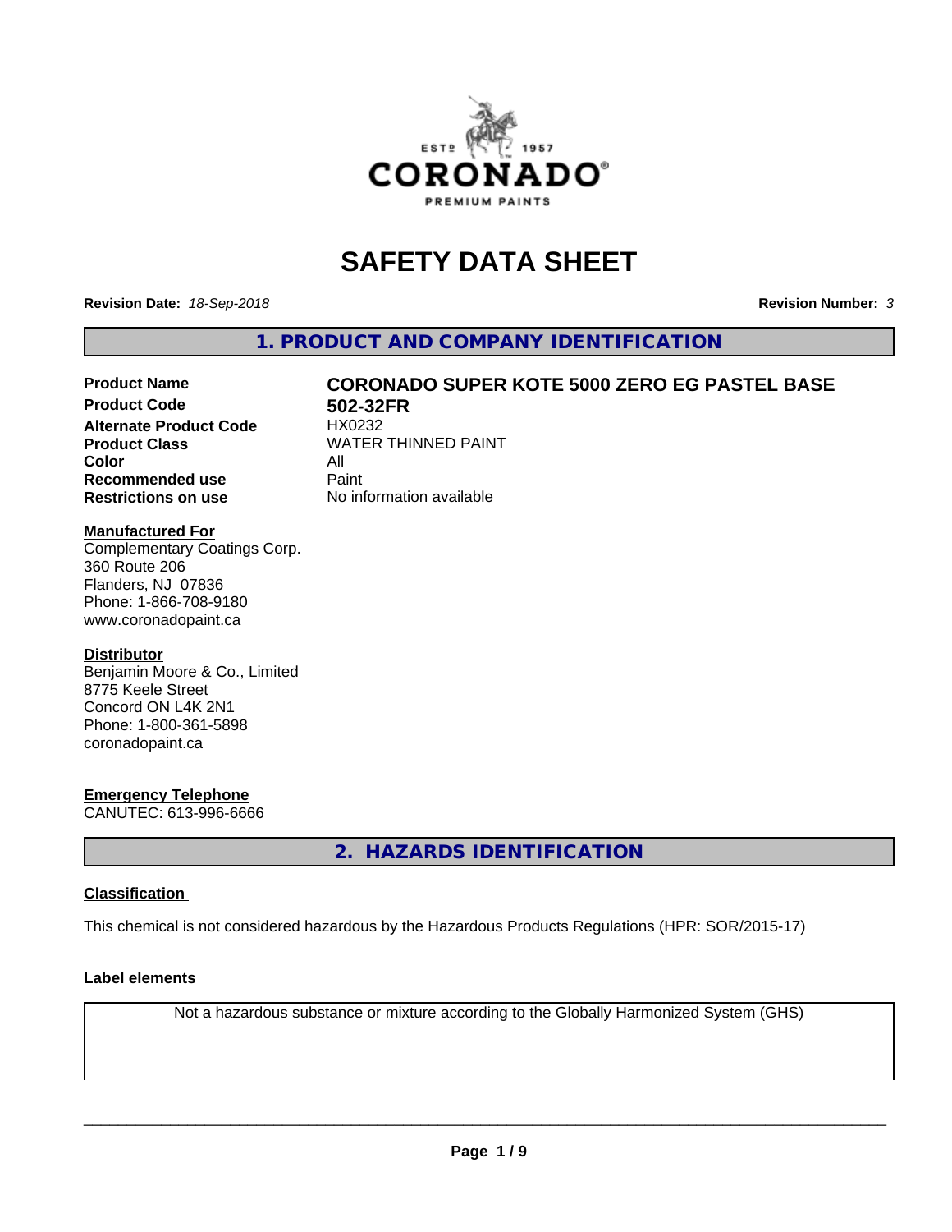# SAFETY DATA SHEET

**Revision Date:** *18-Sep-2018*

**Revision Number:** *3*

## 1. PRODUCT AND COMPANY IDENTIFICATION

| | |
|---|---|
| **Product Name** | **CORONADO SUPER KOTE 5000 ZERO EG PASTEL BASE** |
| **Product Code** | **502-32FR** |
| **Alternate Product Code** | HX0232 |
| **Product Class** | WATER THINNED PAINT |
| **Color** | All |
| **Recommended use** | Paint |
| **Restrictions on use** | No information available |

**Manufactured For**
Complementary Coatings Corp.
360 Route 206
Flanders, NJ 07836
Phone: 1-866-708-9180
www.coronadopaint.ca

**Distributor**
Benjamin Moore & Co., Limited
8775 Keele Street
Concord ON L4K 2N1
Phone: 1-800-361-5898
coronadopaint.ca

**Emergency Telephone**
CANUTEC: 613-996-6666

## 2. HAZARDS IDENTIFICATION

**Classification**

This chemical is not considered hazardous by the Hazardous Products Regulations (HPR: SOR/2015-17)

**Label elements**

Not a hazardous substance or mixture according to the Globally Harmonized System (GHS)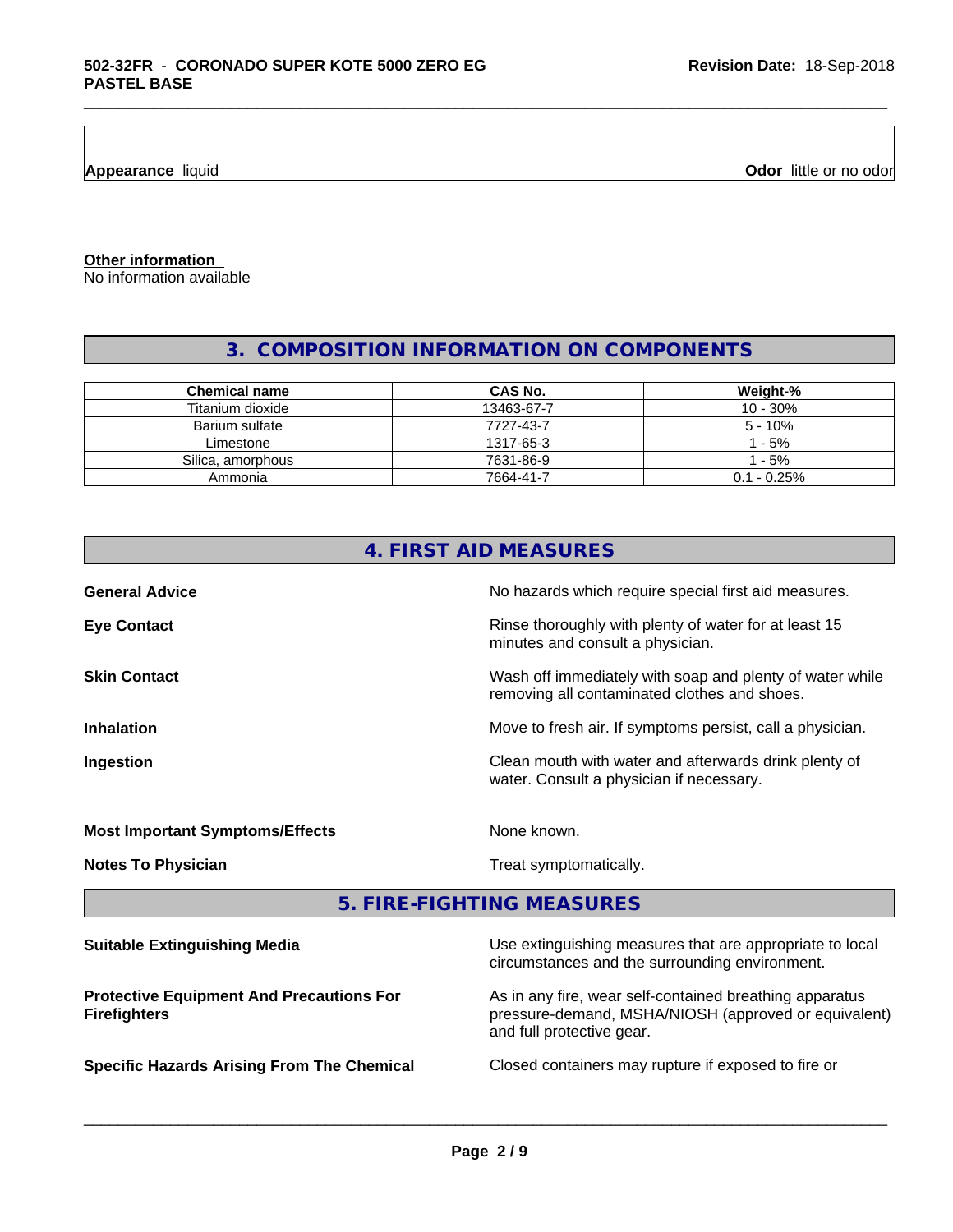**Appearance** liquid **Odor** little or no odor

**Other information**
No information available

## 3. COMPOSITION INFORMATION ON COMPONENTS

| Chemical name | CAS No. | Weight-% |
|---|---|---|
| Titanium dioxide | 13463-67-7 | 10 - 30% |
| Barium sulfate | 7727-43-7 | 5 - 10% |
| Limestone | 1317-65-3 | 1 - 5% |
| Silica, amorphous | 7631-86-9 | 1 - 5% |
| Ammonia | 7664-41-7 | 0.1 - 0.25% |

## 4. FIRST AID MEASURES

**General Advice** No hazards which require special first aid measures.

**Eye Contact** Rinse thoroughly with plenty of water for at least 15 minutes and consult a physician.

**Skin Contact** Wash off immediately with soap and plenty of water while removing all contaminated clothes and shoes.

**Inhalation** Move to fresh air. If symptoms persist, call a physician.

**Ingestion** Clean mouth with water and afterwards drink plenty of water. Consult a physician if necessary.

**Most Important Symptoms/Effects** None known.

**Notes To Physician** Treat symptomatically.

## 5. FIRE-FIGHTING MEASURES

**Suitable Extinguishing Media** Use extinguishing measures that are appropriate to local circumstances and the surrounding environment.

**Protective Equipment And Precautions For Firefighters** As in any fire, wear self-contained breathing apparatus pressure-demand, MSHA/NIOSH (approved or equivalent) and full protective gear.

**Specific Hazards Arising From The Chemical** Closed containers may rupture if exposed to fire or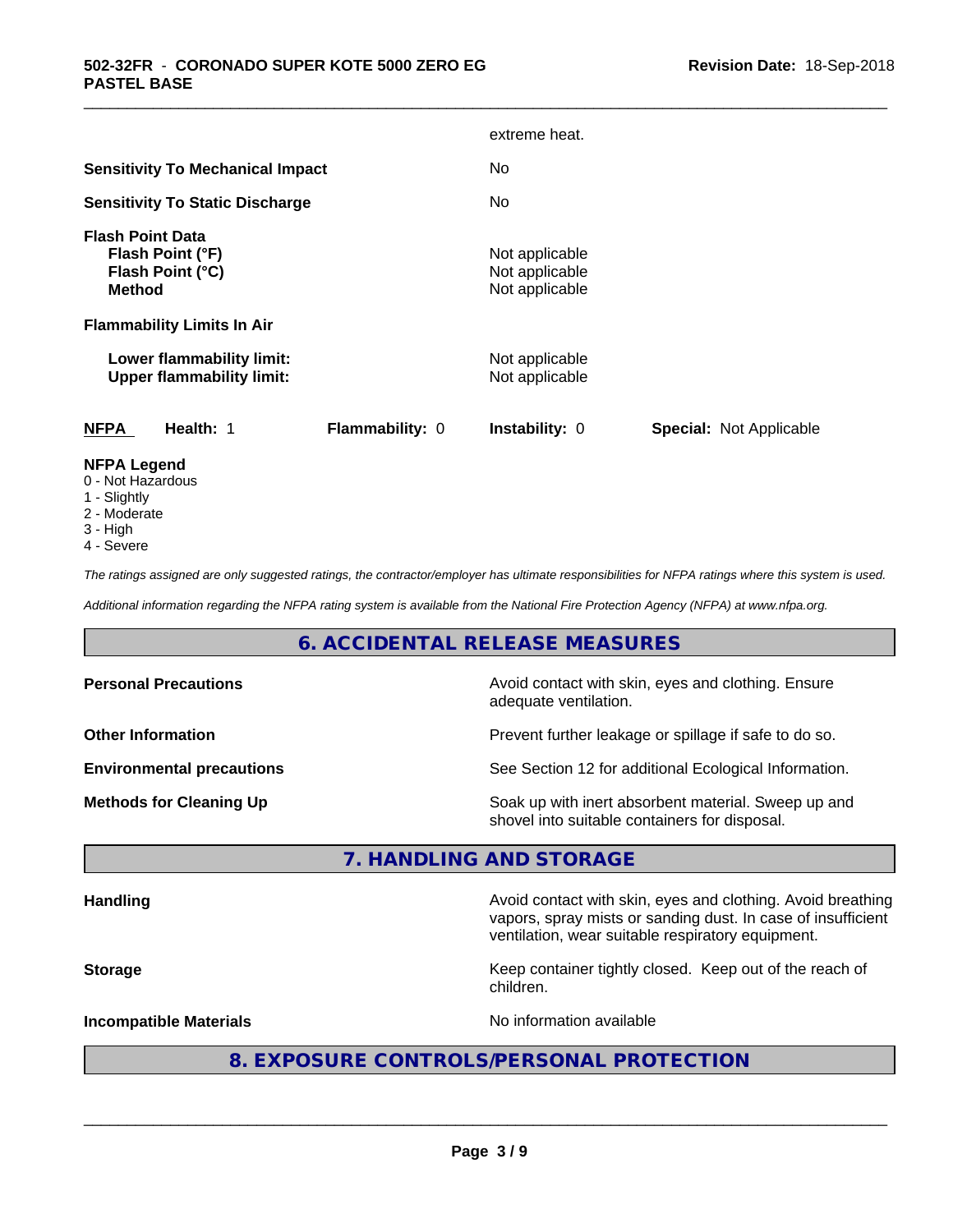extreme heat.

**Sensitivity To Mechanical Impact** No

**Sensitivity To Static Discharge** No

**Flash Point Data**

| | |
|---|---|
| **Flash Point (°F)** | Not applicable |
| **Flash Point (°C)** | Not applicable |
| **Method** | Not applicable |

**Flammability Limits In Air**

| | |
|---|---|
| **Lower flammability limit:** | Not applicable |
| **Upper flammability limit:** | Not applicable |

| **NFPA** | **Health:** 1 | **Flammability:** 0 | **Instability:** 0 | **Special:** Not Applicable |
|---|---|---|---|---|

**NFPA Legend**
- 0 - Not Hazardous
- 1 - Slightly
- 2 - Moderate
- 3 - High
- 4 - Severe

*The ratings assigned are only suggested ratings, the contractor/employer has ultimate responsibilities for NFPA ratings where this system is used.*

*Additional information regarding the NFPA rating system is available from the National Fire Protection Agency (NFPA) at www.nfpa.org.*

## 6. ACCIDENTAL RELEASE MEASURES

| | |
|---|---|
| **Personal Precautions** | Avoid contact with skin, eyes and clothing. Ensure adequate ventilation. |
| **Other Information** | Prevent further leakage or spillage if safe to do so. |
| **Environmental precautions** | See Section 12 for additional Ecological Information. |
| **Methods for Cleaning Up** | Soak up with inert absorbent material. Sweep up and shovel into suitable containers for disposal. |

## 7. HANDLING AND STORAGE

| | |
|---|---|
| **Handling** | Avoid contact with skin, eyes and clothing. Avoid breathing vapors, spray mists or sanding dust. In case of insufficient ventilation, wear suitable respiratory equipment. |
| **Storage** | Keep container tightly closed. Keep out of the reach of children. |
| **Incompatible Materials** | No information available |

## 8. EXPOSURE CONTROLS/PERSONAL PROTECTION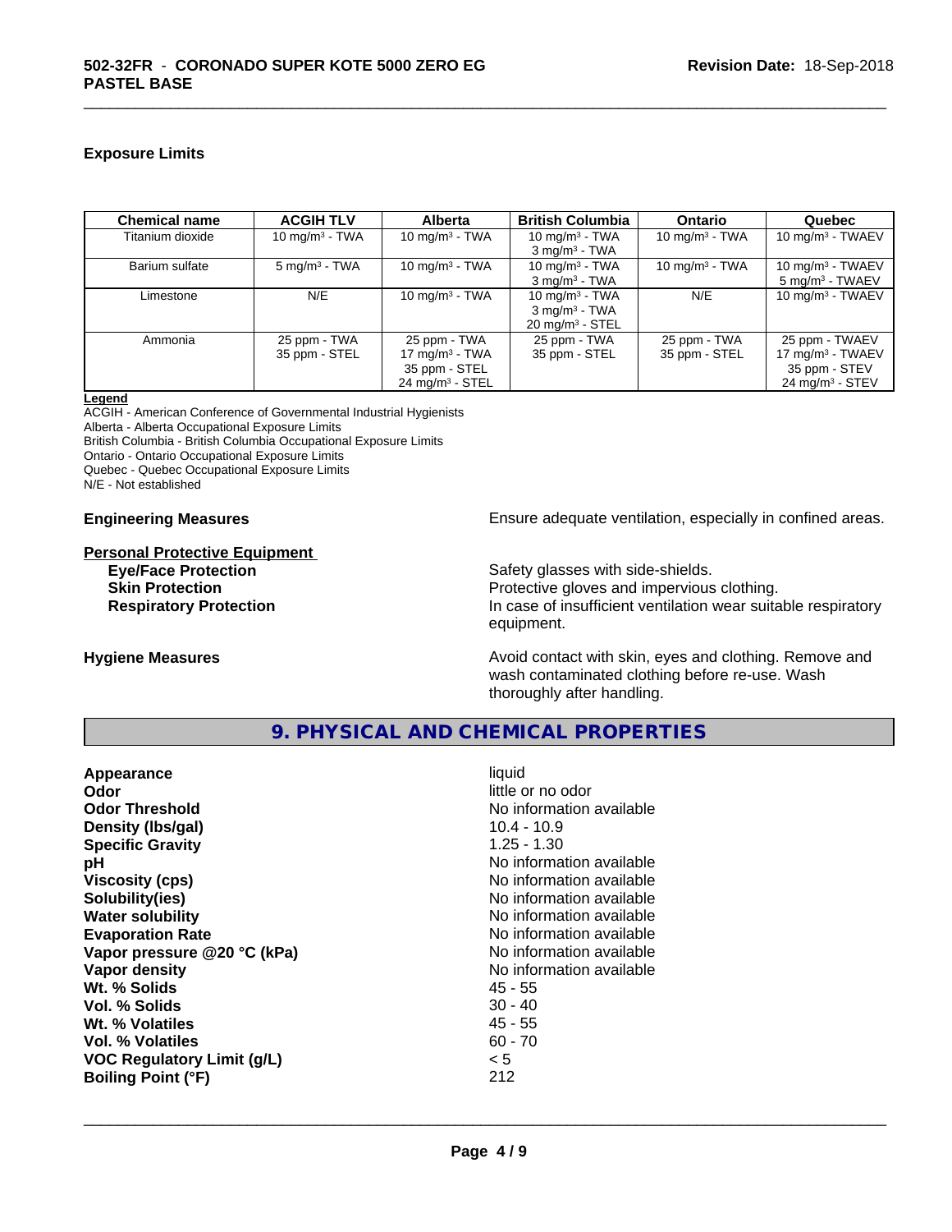## Exposure Limits

| Chemical name | ACGIH TLV | Alberta | British Columbia | Ontario | Quebec |
|---|---|---|---|---|---|
| Titanium dioxide | 10 mg/m$^3$ - TWA | 10 mg/m$^3$ - TWA | 10 mg/m$^3$ - TWA<br>3 mg/m$^3$ - TWA | 10 mg/m$^3$ - TWA | 10 mg/m$^3$ - TWAEV |
| Barium sulfate | 5 mg/m$^3$ - TWA | 10 mg/m$^3$ - TWA | 10 mg/m$^3$ - TWA<br>3 mg/m$^3$ - TWA | 10 mg/m$^3$ - TWA | 10 mg/m$^3$ - TWAEV<br>5 mg/m$^3$ - TWAEV |
| Limestone | N/E | 10 mg/m$^3$ - TWA | 10 mg/m$^3$ - TWA<br>3 mg/m$^3$ - TWA<br>20 mg/m$^3$ - STEL | N/E | 10 mg/m$^3$ - TWAEV |
| Ammonia | 25 ppm - TWA<br>35 ppm - STEL | 25 ppm - TWA<br>17 mg/m$^3$ - TWA<br>35 ppm - STEL<br>24 mg/m$^3$ - STEL | 25 ppm - TWA<br>35 ppm - STEL | 25 ppm - TWA<br>35 ppm - STEL | 25 ppm - TWAEV<br>17 mg/m$^3$ - TWAEV<br>35 ppm - STEV<br>24 mg/m$^3$ - STEV |

**Legend**
ACGIH - American Conference of Governmental Industrial Hygienists
Alberta - Alberta Occupational Exposure Limits
British Columbia - British Columbia Occupational Exposure Limits
Ontario - Ontario Occupational Exposure Limits
Quebec - Quebec Occupational Exposure Limits
N/E - Not established

**Engineering Measures** Ensure adequate ventilation, especially in confined areas.

**Personal Protective Equipment**

**Eye/Face Protection** Safety glasses with side-shields.
**Skin Protection** Protective gloves and impervious clothing.
**Respiratory Protection** In case of insufficient ventilation wear suitable respiratory equipment.

**Hygiene Measures** Avoid contact with skin, eyes and clothing. Remove and wash contaminated clothing before re-use. Wash thoroughly after handling.

## 9. PHYSICAL AND CHEMICAL PROPERTIES

| | |
|---|---|
| **Appearance** | liquid |
| **Odor** | little or no odor |
| **Odor Threshold** | No information available |
| **Density (lbs/gal)** | 10.4 - 10.9 |
| **Specific Gravity** | 1.25 - 1.30 |
| **pH** | No information available |
| **Viscosity (cps)** | No information available |
| **Solubility(ies)** | No information available |
| **Water solubility** | No information available |
| **Evaporation Rate** | No information available |
| **Vapor pressure @20 °C (kPa)** | No information available |
| **Vapor density** | No information available |
| **Wt. % Solids** | 45 - 55 |
| **Vol. % Solids** | 30 - 40 |
| **Wt. % Volatiles** | 45 - 55 |
| **Vol. % Volatiles** | 60 - 70 |
| **VOC Regulatory Limit (g/L)** | < 5 |
| **Boiling Point (°F)** | 212 |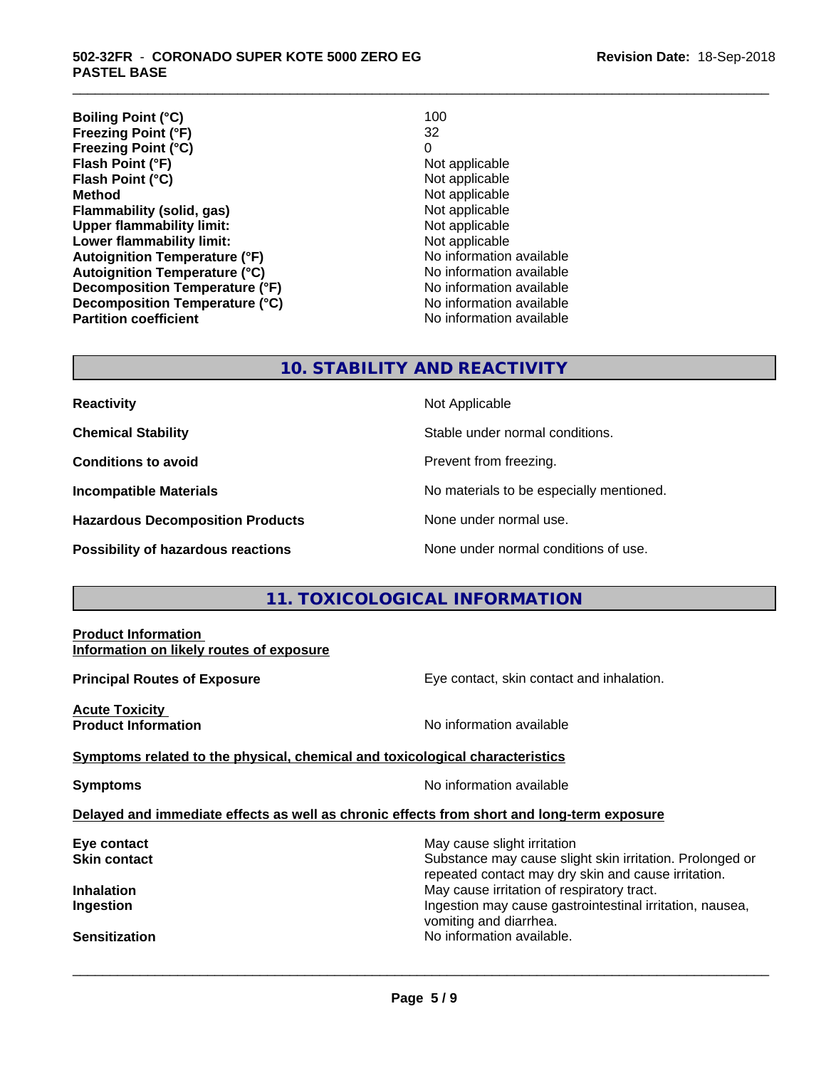| | |
|---|---|
| **Boiling Point (°C)** | 100 |
| **Freezing Point (°F)** | 32 |
| **Freezing Point (°C)** | 0 |
| **Flash Point (°F)** | Not applicable |
| **Flash Point (°C)** | Not applicable |
| **Method** | Not applicable |
| **Flammability (solid, gas)** | Not applicable |
| **Upper flammability limit:** | Not applicable |
| **Lower flammability limit:** | Not applicable |
| **Autoignition Temperature (°F)** | No information available |
| **Autoignition Temperature (°C)** | No information available |
| **Decomposition Temperature (°F)** | No information available |
| **Decomposition Temperature (°C)** | No information available |
| **Partition coefficient** | No information available |

## 10. STABILITY AND REACTIVITY

| | |
|---|---|
| **Reactivity** | Not Applicable |
| **Chemical Stability** | Stable under normal conditions. |
| **Conditions to avoid** | Prevent from freezing. |
| **Incompatible Materials** | No materials to be especially mentioned. |
| **Hazardous Decomposition Products** | None under normal use. |
| **Possibility of hazardous reactions** | None under normal conditions of use. |

## 11. TOXICOLOGICAL INFORMATION

**Product Information**
**Information on likely routes of exposure**

**Principal Routes of Exposure** — Eye contact, skin contact and inhalation.

**Acute Toxicity**
**Product Information** — No information available

**Symptoms related to the physical, chemical and toxicological characteristics**

**Symptoms** — No information available

**Delayed and immediate effects as well as chronic effects from short and long-term exposure**

| | |
|---|---|
| **Eye contact** | May cause slight irritation |
| **Skin contact** | Substance may cause slight skin irritation. Prolonged or repeated contact may dry skin and cause irritation. |
| **Inhalation** | May cause irritation of respiratory tract. |
| **Ingestion** | Ingestion may cause gastrointestinal irritation, nausea, vomiting and diarrhea. |
| **Sensitization** | No information available. |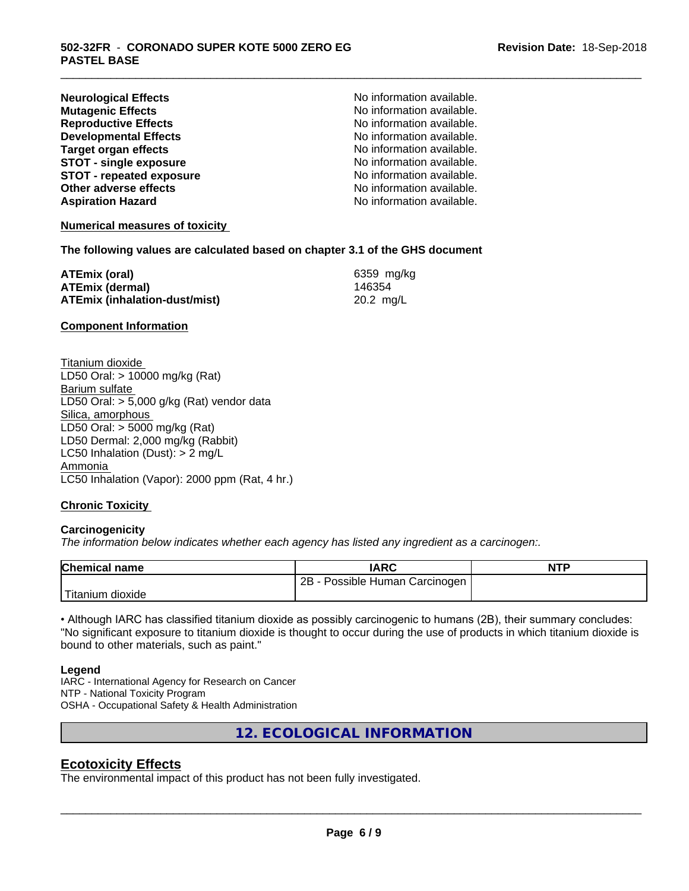| | |
|---|---|
| **Neurological Effects** | No information available. |
| **Mutagenic Effects** | No information available. |
| **Reproductive Effects** | No information available. |
| **Developmental Effects** | No information available. |
| **Target organ effects** | No information available. |
| **STOT - single exposure** | No information available. |
| **STOT - repeated exposure** | No information available. |
| **Other adverse effects** | No information available. |
| **Aspiration Hazard** | No information available. |

**Numerical measures of toxicity**

**The following values are calculated based on chapter 3.1 of the GHS document**

| | |
|---|---|
| **ATEmix (oral)** | 6359 mg/kg |
| **ATEmix (dermal)** | 146354 |
| **ATEmix (inhalation-dust/mist)** | 20.2 mg/L |

**Component Information**

Titanium dioxide
LD50 Oral: > 10000 mg/kg (Rat)
Barium sulfate
LD50 Oral: > 5,000 g/kg (Rat) vendor data
Silica, amorphous
LD50 Oral: > 5000 mg/kg (Rat)
LD50 Dermal: 2,000 mg/kg (Rabbit)
LC50 Inhalation (Dust): > 2 mg/L
Ammonia
LC50 Inhalation (Vapor): 2000 ppm (Rat, 4 hr.)

**Chronic Toxicity**

**Carcinogenicity**

*The information below indicates whether each agency has listed any ingredient as a carcinogen:.*

| Chemical name | IARC | NTP |
|---|---|---|
| Titanium dioxide | 2B - Possible Human Carcinogen | |

• Although IARC has classified titanium dioxide as possibly carcinogenic to humans (2B), their summary concludes: "No significant exposure to titanium dioxide is thought to occur during the use of products in which titanium dioxide is bound to other materials, such as paint."

**Legend**

IARC - International Agency for Research on Cancer
NTP - National Toxicity Program
OSHA - Occupational Safety & Health Administration

## 12. ECOLOGICAL INFORMATION

### Ecotoxicity Effects

The environmental impact of this product has not been fully investigated.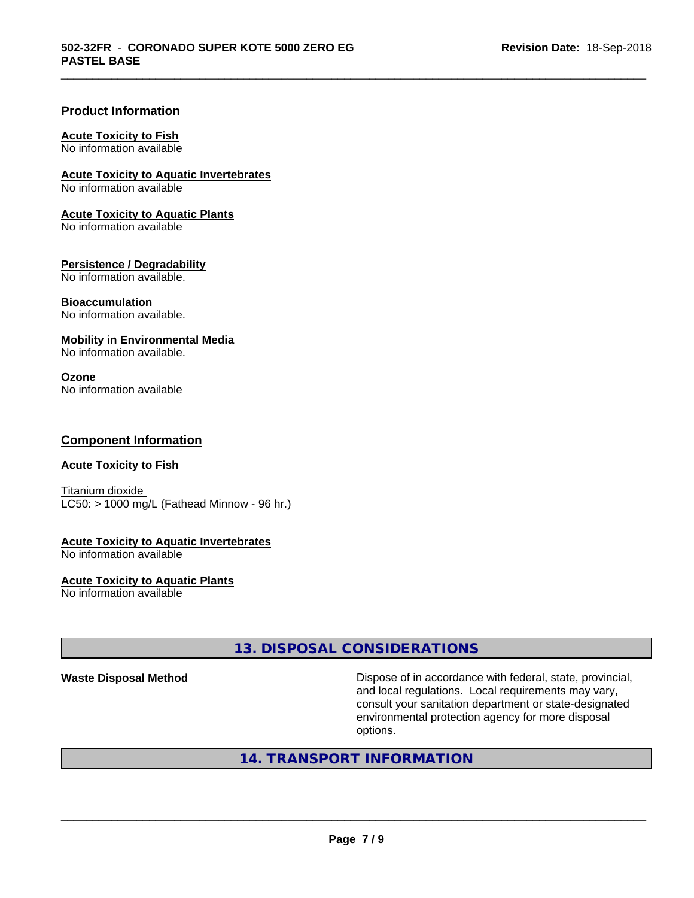## Product Information

**Acute Toxicity to Fish**
No information available

**Acute Toxicity to Aquatic Invertebrates**
No information available

**Acute Toxicity to Aquatic Plants**
No information available

**Persistence / Degradability**
No information available.

**Bioaccumulation**
No information available.

**Mobility in Environmental Media**
No information available.

**Ozone**
No information available

## Component Information

**Acute Toxicity to Fish**

Titanium dioxide
LC50: > 1000 mg/L (Fathead Minnow - 96 hr.)

**Acute Toxicity to Aquatic Invertebrates**
No information available

**Acute Toxicity to Aquatic Plants**
No information available

## 13. DISPOSAL CONSIDERATIONS

| | |
|---|---|
| **Waste Disposal Method** | Dispose of in accordance with federal, state, provincial, and local regulations. Local requirements may vary, consult your sanitation department or state-designated environmental protection agency for more disposal options. |

## 14. TRANSPORT INFORMATION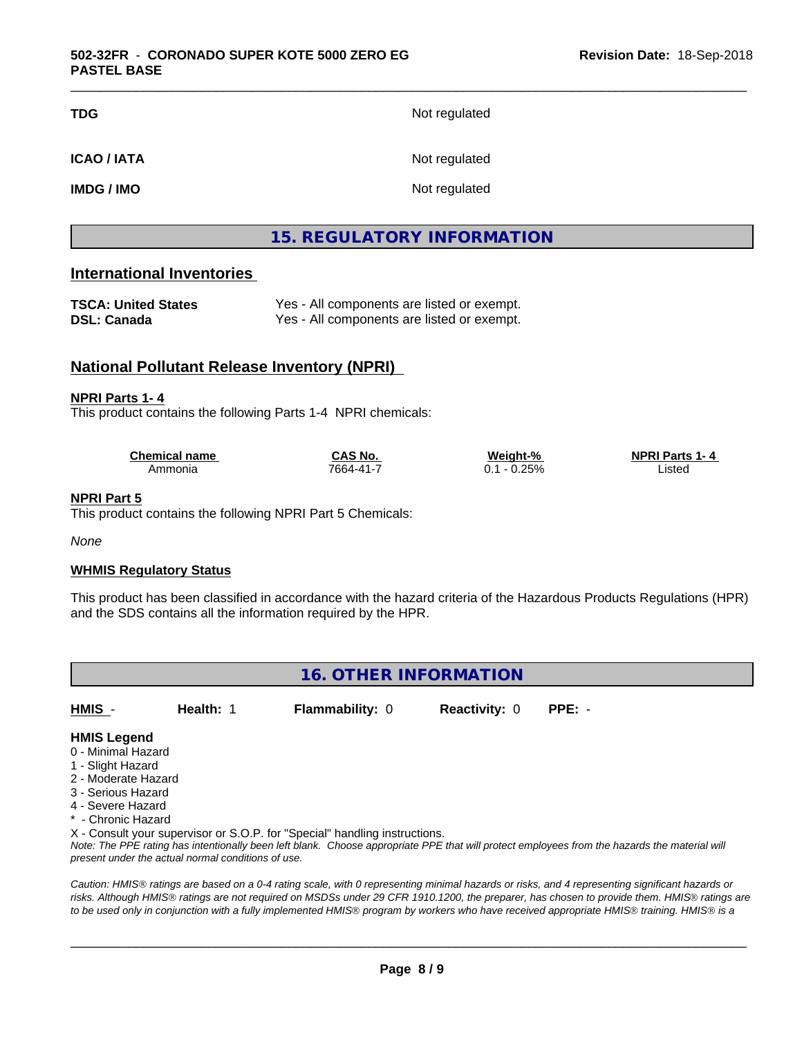| | |
|---|---|
| **TDG** | Not regulated |
| **ICAO / IATA** | Not regulated |
| **IMDG / IMO** | Not regulated |

## 15. REGULATORY INFORMATION

### International Inventories

| | |
|---|---|
| **TSCA: United States** | Yes - All components are listed or exempt. |
| **DSL: Canada** | Yes - All components are listed or exempt. |

### National Pollutant Release Inventory (NPRI)

**NPRI Parts 1- 4**

This product contains the following Parts 1-4 NPRI chemicals:

| Chemical name | CAS No. | Weight-% | NPRI Parts 1- 4 |
|---|---|---|---|
| Ammonia | 7664-41-7 | 0.1 - 0.25% | Listed |

**NPRI Part 5**

This product contains the following NPRI Part 5 Chemicals:

*None*

**WHMIS Regulatory Status**

This product has been classified in accordance with the hazard criteria of the Hazardous Products Regulations (HPR) and the SDS contains all the information required by the HPR.

## 16. OTHER INFORMATION

| HMIS - | Health: 1 | Flammability: 0 | Reactivity: 0 | PPE: - |
|---|---|---|---|---|

**HMIS Legend**

0 - Minimal Hazard
1 - Slight Hazard
2 - Moderate Hazard
3 - Serious Hazard
4 - Severe Hazard
* - Chronic Hazard
X - Consult your supervisor or S.O.P. for "Special" handling instructions.

*Note: The PPE rating has intentionally been left blank. Choose appropriate PPE that will protect employees from the hazards the material will present under the actual normal conditions of use.*

*Caution: HMIS® ratings are based on a 0-4 rating scale, with 0 representing minimal hazards or risks, and 4 representing significant hazards or risks. Although HMIS® ratings are not required on MSDSs under 29 CFR 1910.1200, the preparer, has chosen to provide them. HMIS® ratings are to be used only in conjunction with a fully implemented HMIS® program by workers who have received appropriate HMIS® training. HMIS® is a*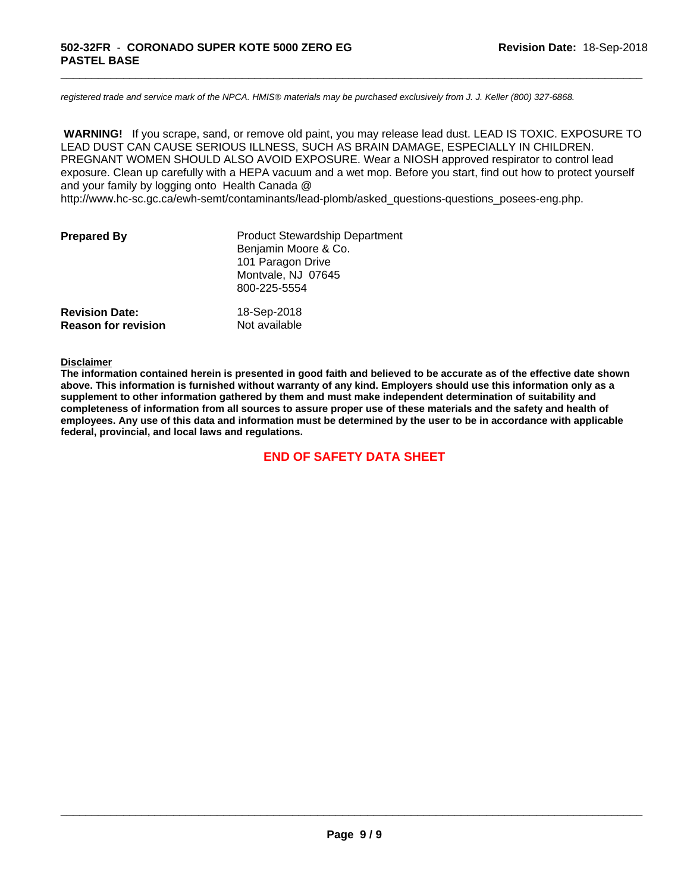*registered trade and service mark of the NPCA. HMIS® materials may be purchased exclusively from J. J. Keller (800) 327-6868.*

**WARNING!** If you scrape, sand, or remove old paint, you may release lead dust. LEAD IS TOXIC. EXPOSURE TO LEAD DUST CAN CAUSE SERIOUS ILLNESS, SUCH AS BRAIN DAMAGE, ESPECIALLY IN CHILDREN. PREGNANT WOMEN SHOULD ALSO AVOID EXPOSURE. Wear a NIOSH approved respirator to control lead exposure. Clean up carefully with a HEPA vacuum and a wet mop. Before you start, find out how to protect yourself and your family by logging onto Health Canada @ http://www.hc-sc.gc.ca/ewh-semt/contaminants/lead-plomb/asked_questions-questions_posees-eng.php.

| | |
|---|---|
| **Prepared By** | Product Stewardship Department<br>Benjamin Moore & Co.<br>101 Paragon Drive<br>Montvale, NJ 07645<br>800-225-5554 |
| **Revision Date:** | 18-Sep-2018 |
| **Reason for revision** | Not available |

**Disclaimer**

**The information contained herein is presented in good faith and believed to be accurate as of the effective date shown above. This information is furnished without warranty of any kind. Employers should use this information only as a supplement to other information gathered by them and must make independent determination of suitability and completeness of information from all sources to assure proper use of these materials and the safety and health of employees. Any use of this data and information must be determined by the user to be in accordance with applicable federal, provincial, and local laws and regulations.**

**END OF SAFETY DATA SHEET**